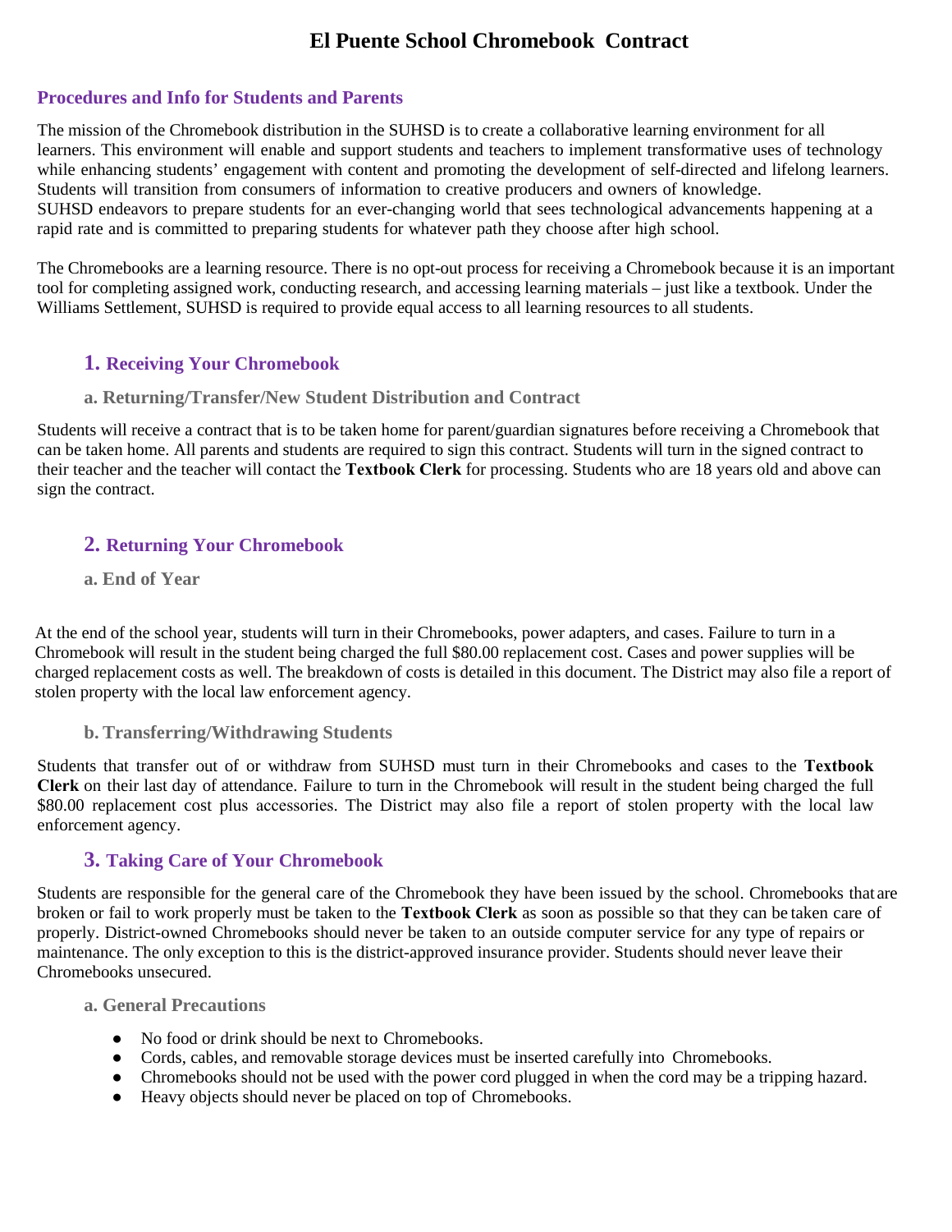# El Puente School Chromebook Contract

## Procedures and Info for Students and Parents

The mission of the Chromebook distribution in the SUHSD is to create a collaborative learning environment for all learners. This environment will enable and support students and teachers to implement transformative uses of technology while enhancing students' engagement with content and promoting the development of self-directed and lifelong learners. Students will transition from consumers of information to creative producers and owners of knowledge.
SUHSD endeavors to prepare students for an ever-changing world that sees technological advancements happening at a rapid rate and is committed to preparing students for whatever path they choose after high school.

The Chromebooks are a learning resource. There is no opt-out process for receiving a Chromebook because it is an important tool for completing assigned work, conducting research, and accessing learning materials – just like a textbook. Under the Williams Settlement, SUHSD is required to provide equal access to all learning resources to all students.

### 1. Receiving Your Chromebook

#### a. Returning/Transfer/New Student Distribution and Contract

Students will receive a contract that is to be taken home for parent/guardian signatures before receiving a Chromebook that can be taken home. All parents and students are required to sign this contract. Students will turn in the signed contract to their teacher and the teacher will contact the **Textbook Clerk** for processing. Students who are 18 years old and above can sign the contract.

### 2. Returning Your Chromebook

#### a. End of Year

At the end of the school year, students will turn in their Chromebooks, power adapters, and cases. Failure to turn in a Chromebook will result in the student being charged the full $80.00 replacement cost. Cases and power supplies will be charged replacement costs as well. The breakdown of costs is detailed in this document. The District may also file a report of stolen property with the local law enforcement agency.

#### b. Transferring/Withdrawing Students

Students that transfer out of or withdraw from SUHSD must turn in their Chromebooks and cases to the **Textbook Clerk** on their last day of attendance. Failure to turn in the Chromebook will result in the student being charged the full $80.00 replacement cost plus accessories. The District may also file a report of stolen property with the local law enforcement agency.

### 3. Taking Care of Your Chromebook

Students are responsible for the general care of the Chromebook they have been issued by the school. Chromebooks that are broken or fail to work properly must be taken to the **Textbook Clerk** as soon as possible so that they can be taken care of properly. District-owned Chromebooks should never be taken to an outside computer service for any type of repairs or maintenance. The only exception to this is the district-approved insurance provider. Students should never leave their Chromebooks unsecured.

#### a. General Precautions

- No food or drink should be next to Chromebooks.
- Cords, cables, and removable storage devices must be inserted carefully into Chromebooks.
- Chromebooks should not be used with the power cord plugged in when the cord may be a tripping hazard.
- Heavy objects should never be placed on top of Chromebooks.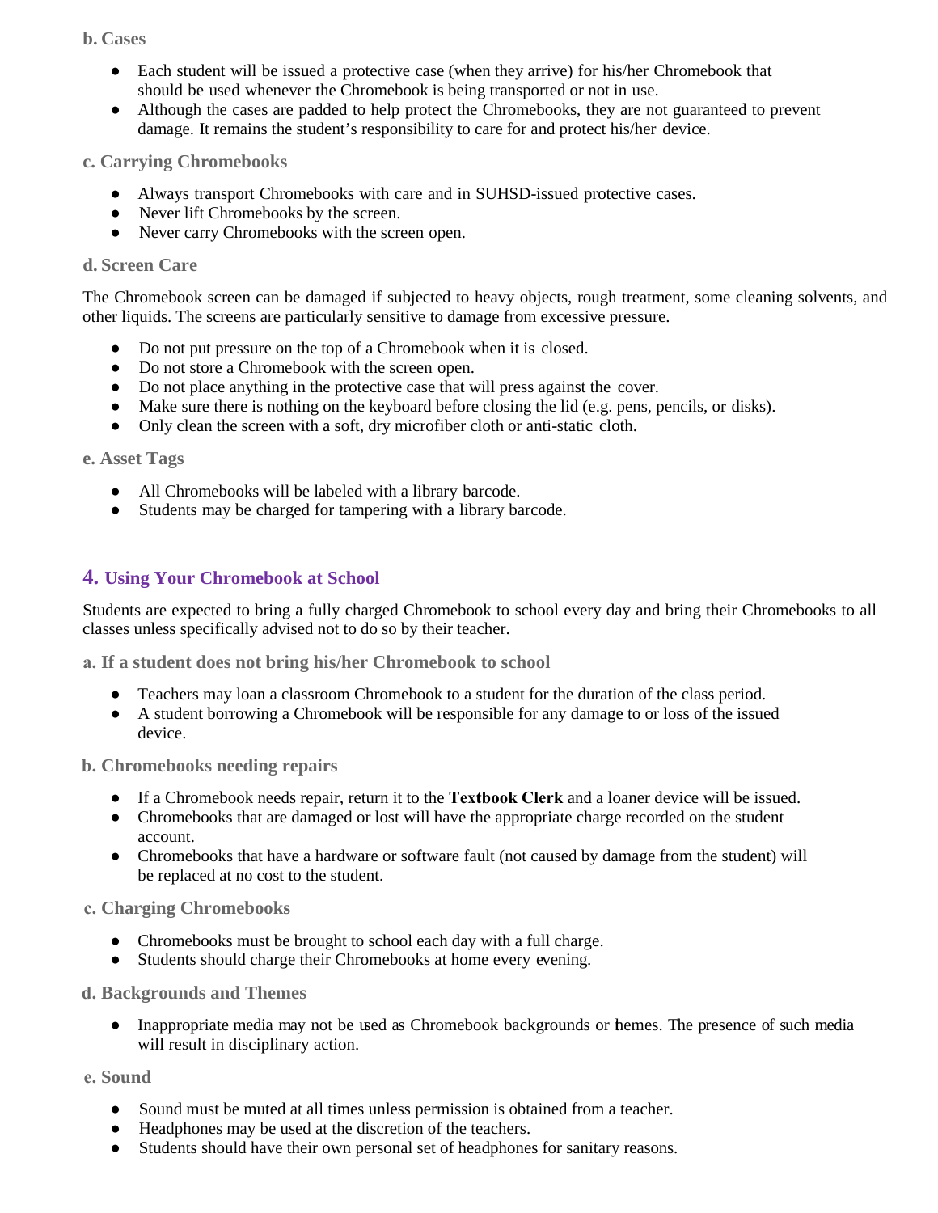### b. Cases

- Each student will be issued a protective case (when they arrive) for his/her Chromebook that should be used whenever the Chromebook is being transported or not in use.
- Although the cases are padded to help protect the Chromebooks, they are not guaranteed to prevent damage. It remains the student's responsibility to care for and protect his/her device.

### c. Carrying Chromebooks

- Always transport Chromebooks with care and in SUHSD-issued protective cases.
- Never lift Chromebooks by the screen.
- Never carry Chromebooks with the screen open.

### d. Screen Care

The Chromebook screen can be damaged if subjected to heavy objects, rough treatment, some cleaning solvents, and other liquids. The screens are particularly sensitive to damage from excessive pressure.

- Do not put pressure on the top of a Chromebook when it is closed.
- Do not store a Chromebook with the screen open.
- Do not place anything in the protective case that will press against the cover.
- Make sure there is nothing on the keyboard before closing the lid (e.g. pens, pencils, or disks).
- Only clean the screen with a soft, dry microfiber cloth or anti-static cloth.

### e. Asset Tags

- All Chromebooks will be labeled with a library barcode.
- Students may be charged for tampering with a library barcode.

## 4. Using Your Chromebook at School

Students are expected to bring a fully charged Chromebook to school every day and bring their Chromebooks to all classes unless specifically advised not to do so by their teacher.

### a. If a student does not bring his/her Chromebook to school

- Teachers may loan a classroom Chromebook to a student for the duration of the class period.
- A student borrowing a Chromebook will be responsible for any damage to or loss of the issued device.

### b. Chromebooks needing repairs

- If a Chromebook needs repair, return it to the **Textbook Clerk** and a loaner device will be issued.
- Chromebooks that are damaged or lost will have the appropriate charge recorded on the student account.
- Chromebooks that have a hardware or software fault (not caused by damage from the student) will be replaced at no cost to the student.

### c. Charging Chromebooks

- Chromebooks must be brought to school each day with a full charge.
- Students should charge their Chromebooks at home every evening.

### d. Backgrounds and Themes

- Inappropriate media may not be used as Chromebook backgrounds or themes. The presence of such media will result in disciplinary action.

### e. Sound

- Sound must be muted at all times unless permission is obtained from a teacher.
- Headphones may be used at the discretion of the teachers.
- Students should have their own personal set of headphones for sanitary reasons.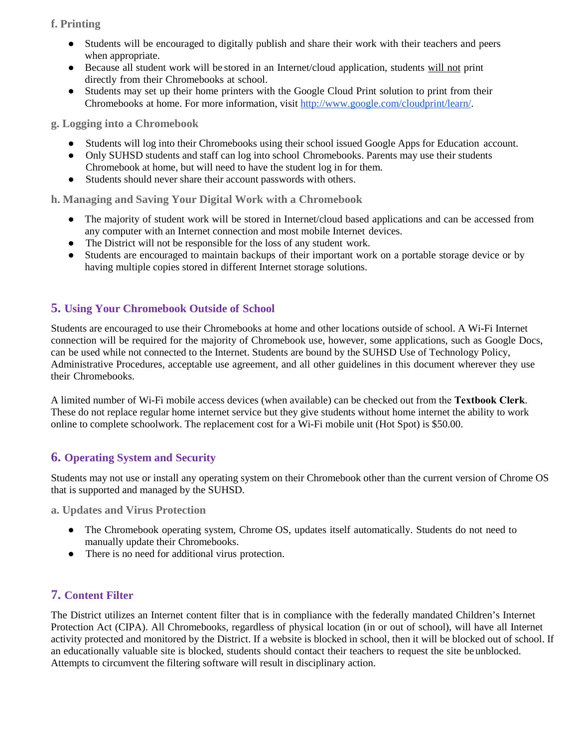### f. Printing

- Students will be encouraged to digitally publish and share their work with their teachers and peers when appropriate.
- Because all student work will be stored in an Internet/cloud application, students will not print directly from their Chromebooks at school.
- Students may set up their home printers with the Google Cloud Print solution to print from their Chromebooks at home. For more information, visit [http://www.google.com/cloudprint/learn/](http://www.google.com/cloudprint/learn/).

### g. Logging into a Chromebook

- Students will log into their Chromebooks using their school issued Google Apps for Education account.
- Only SUHSD students and staff can log into school Chromebooks. Parents may use their students Chromebook at home, but will need to have the student log in for them.
- Students should never share their account passwords with others.

### h. Managing and Saving Your Digital Work with a Chromebook

- The majority of student work will be stored in Internet/cloud based applications and can be accessed from any computer with an Internet connection and most mobile Internet devices.
- The District will not be responsible for the loss of any student work.
- Students are encouraged to maintain backups of their important work on a portable storage device or by having multiple copies stored in different Internet storage solutions.

## 5. Using Your Chromebook Outside of School

Students are encouraged to use their Chromebooks at home and other locations outside of school. A Wi-Fi Internet connection will be required for the majority of Chromebook use, however, some applications, such as Google Docs, can be used while not connected to the Internet. Students are bound by the SUHSD Use of Technology Policy, Administrative Procedures, acceptable use agreement, and all other guidelines in this document wherever they use their Chromebooks.

A limited number of Wi-Fi mobile access devices (when available) can be checked out from the **Textbook Clerk**. These do not replace regular home internet service but they give students without home internet the ability to work online to complete schoolwork. The replacement cost for a Wi-Fi mobile unit (Hot Spot) is $50.00.

## 6. Operating System and Security

Students may not use or install any operating system on their Chromebook other than the current version of Chrome OS that is supported and managed by the SUHSD.

### a. Updates and Virus Protection

- The Chromebook operating system, Chrome OS, updates itself automatically. Students do not need to manually update their Chromebooks.
- There is no need for additional virus protection.

## 7. Content Filter

The District utilizes an Internet content filter that is in compliance with the federally mandated Children's Internet Protection Act (CIPA). All Chromebooks, regardless of physical location (in or out of school), will have all Internet activity protected and monitored by the District. If a website is blocked in school, then it will be blocked out of school. If an educationally valuable site is blocked, students should contact their teachers to request the site be unblocked. Attempts to circumvent the filtering software will result in disciplinary action.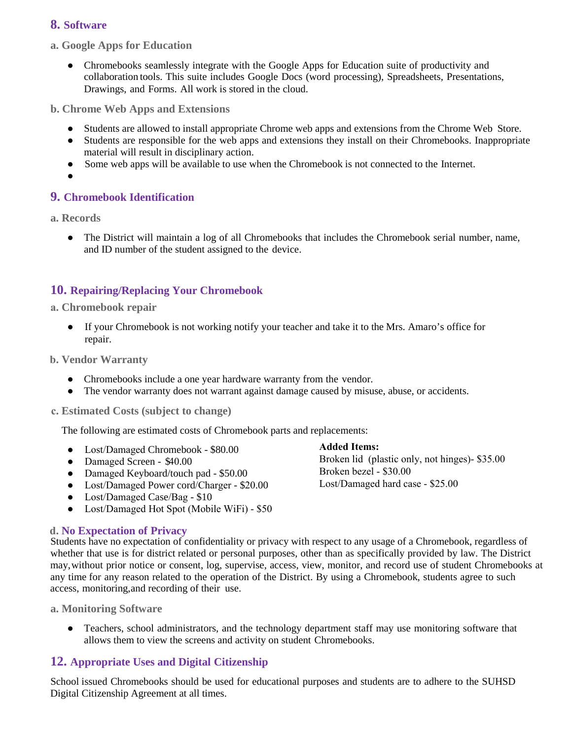## 8. Software

### a. Google Apps for Education

- Chromebooks seamlessly integrate with the Google Apps for Education suite of productivity and collaboration tools. This suite includes Google Docs (word processing), Spreadsheets, Presentations, Drawings, and Forms. All work is stored in the cloud.

### b. Chrome Web Apps and Extensions

- Students are allowed to install appropriate Chrome web apps and extensions from the Chrome Web Store.
- Students are responsible for the web apps and extensions they install on their Chromebooks. Inappropriate material will result in disciplinary action.
- Some web apps will be available to use when the Chromebook is not connected to the Internet.

## 9. Chromebook Identification

### a. Records

- The District will maintain a log of all Chromebooks that includes the Chromebook serial number, name, and ID number of the student assigned to the device.

## 10. Repairing/Replacing Your Chromebook

### a. Chromebook repair

- If your Chromebook is not working notify your teacher and take it to the Mrs. Amaro's office for repair.

### b. Vendor Warranty

- Chromebooks include a one year hardware warranty from the vendor.
- The vendor warranty does not warrant against damage caused by misuse, abuse, or accidents.

### c. Estimated Costs (subject to change)

The following are estimated costs of Chromebook parts and replacements:

- Lost/Damaged Chromebook - $80.00
- Damaged Screen - $40.00
- Damaged Keyboard/touch pad - $50.00
- Lost/Damaged Power cord/Charger - $20.00
- Lost/Damaged Case/Bag - $10
- Lost/Damaged Hot Spot (Mobile WiFi) - $50

**Added Items:**
Broken lid (plastic only, not hinges)- $35.00
Broken bezel - $30.00
Lost/Damaged hard case - $25.00

### d. No Expectation of Privacy

Students have no expectation of confidentiality or privacy with respect to any usage of a Chromebook, regardless of whether that use is for district related or personal purposes, other than as specifically provided by law. The District may, without prior notice or consent, log, supervise, access, view, monitor, and record use of student Chromebooks at any time for any reason related to the operation of the District. By using a Chromebook, students agree to such access, monitoring, and recording of their use.

### a. Monitoring Software

- Teachers, school administrators, and the technology department staff may use monitoring software that allows them to view the screens and activity on student Chromebooks.

## 12. Appropriate Uses and Digital Citizenship

School issued Chromebooks should be used for educational purposes and students are to adhere to the SUHSD Digital Citizenship Agreement at all times.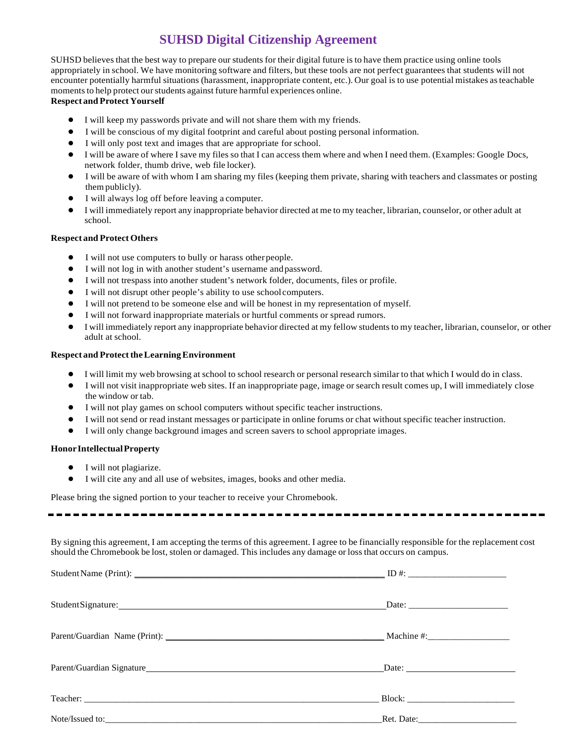# SUHSD Digital Citizenship Agreement

SUHSD believes that the best way to prepare our students for their digital future is to have them practice using online tools appropriately in school. We have monitoring software and filters, but these tools are not perfect guarantees that students will not encounter potentially harmful situations (harassment, inappropriate content, etc.). Our goal is to use potential mistakes as teachable moments to help protect our students against future harmful experiences online.

**Respect and Protect Yourself**

- I will keep my passwords private and will not share them with my friends.
- I will be conscious of my digital footprint and careful about posting personal information.
- I will only post text and images that are appropriate for school.
- I will be aware of where I save my files so that I can access them where and when I need them. (Examples: Google Docs, network folder, thumb drive, web file locker).
- I will be aware of with whom I am sharing my files (keeping them private, sharing with teachers and classmates or posting them publicly).
- I will always log off before leaving a computer.
- I will immediately report any inappropriate behavior directed at me to my teacher, librarian, counselor, or other adult at school.

**Respect and Protect Others**

- I will not use computers to bully or harass other people.
- I will not log in with another student's username and password.
- I will not trespass into another student's network folder, documents, files or profile.
- I will not disrupt other people's ability to use school computers.
- I will not pretend to be someone else and will be honest in my representation of myself.
- I will not forward inappropriate materials or hurtful comments or spread rumors.
- I will immediately report any inappropriate behavior directed at my fellow students to my teacher, librarian, counselor, or other adult at school.

**Respect and Protect the Learning Environment**

- I will limit my web browsing at school to school research or personal research similar to that which I would do in class.
- I will not visit inappropriate web sites. If an inappropriate page, image or search result comes up, I will immediately close the window or tab.
- I will not play games on school computers without specific teacher instructions.
- I will not send or read instant messages or participate in online forums or chat without specific teacher instruction.
- I will only change background images and screen savers to school appropriate images.

**Honor Intellectual Property**

- I will not plagiarize.
- I will cite any and all use of websites, images, books and other media.

Please bring the signed portion to your teacher to receive your Chromebook.

---

By signing this agreement, I am accepting the terms of this agreement. I agree to be financially responsible for the replacement cost should the Chromebook be lost, stolen or damaged. This includes any damage or loss that occurs on campus.

Student Name (Print): ______________________________ ID #: ____________________

Student Signature: ______________________________ Date: ____________________

Parent/Guardian Name (Print): ______________________________ Machine #: ____________________

Parent/Guardian Signature ______________________________ Date: ____________________

Teacher: ______________________________ Block: ____________________

Note/Issued to: ______________________________ Ret. Date: ____________________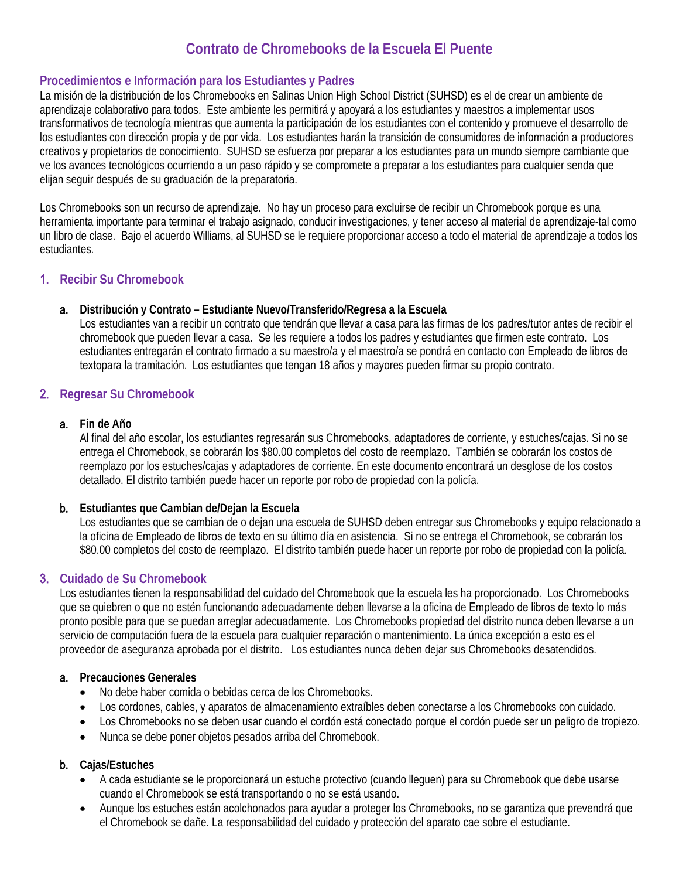# Contrato de Chromebooks de la Escuela El Puente

## Procedimientos e Información para los Estudiantes y Padres

La misión de la distribución de los Chromebooks en Salinas Union High School District (SUHSD) es el de crear un ambiente de aprendizaje colaborativo para todos. Este ambiente les permitirá y apoyará a los estudiantes y maestros a implementar usos transformativos de tecnología mientras que aumenta la participación de los estudiantes con el contenido y promueve el desarrollo de los estudiantes con dirección propia y de por vida. Los estudiantes harán la transición de consumidores de información a productores creativos y propietarios de conocimiento. SUHSD se esfuerza por preparar a los estudiantes para un mundo siempre cambiante que ve los avances tecnológicos ocurriendo a un paso rápido y se compromete a preparar a los estudiantes para cualquier senda que elijan seguir después de su graduación de la preparatoria.

Los Chromebooks son un recurso de aprendizaje. No hay un proceso para excluirse de recibir un Chromebook porque es una herramienta importante para terminar el trabajo asignado, conducir investigaciones, y tener acceso al material de aprendizaje-tal como un libro de clase. Bajo el acuerdo Williams, al SUHSD se le requiere proporcionar acceso a todo el material de aprendizaje a todos los estudiantes.

## 1. Recibir Su Chromebook

### a. Distribución y Contrato – Estudiante Nuevo/Transferido/Regresa a la Escuela

Los estudiantes van a recibir un contrato que tendrán que llevar a casa para las firmas de los padres/tutor antes de recibir el chromebook que pueden llevar a casa. Se les requiere a todos los padres y estudiantes que firmen este contrato. Los estudiantes entregarán el contrato firmado a su maestro/a y el maestro/a se pondrá en contacto con Empleado de libros de textopara la tramitación. Los estudiantes que tengan 18 años y mayores pueden firmar su propio contrato.

## 2. Regresar Su Chromebook

### a. Fin de Año

Al final del año escolar, los estudiantes regresarán sus Chromebooks, adaptadores de corriente, y estuches/cajas. Si no se entrega el Chromebook, se cobrarán los $80.00 completos del costo de reemplazo. También se cobrarán los costos de reemplazo por los estuches/cajas y adaptadores de corriente. En este documento encontrará un desglose de los costos detallado. El distrito también puede hacer un reporte por robo de propiedad con la policía.

### b. Estudiantes que Cambian de/Dejan la Escuela

Los estudiantes que se cambian de o dejan una escuela de SUHSD deben entregar sus Chromebooks y equipo relacionado a la oficina de Empleado de libros de texto en su último día en asistencia. Si no se entrega el Chromebook, se cobrarán los $80.00 completos del costo de reemplazo. El distrito también puede hacer un reporte por robo de propiedad con la policía.

## 3. Cuidado de Su Chromebook

Los estudiantes tienen la responsabilidad del cuidado del Chromebook que la escuela les ha proporcionado. Los Chromebooks que se quiebren o que no estén funcionando adecuadamente deben llevarse a la oficina de Empleado de libros de texto lo más pronto posible para que se puedan arreglar adecuadamente. Los Chromebooks propiedad del distrito nunca deben llevarse a un servicio de computación fuera de la escuela para cualquier reparación o mantenimiento. La única excepción a esto es el proveedor de aseguranza aprobada por el distrito. Los estudiantes nunca deben dejar sus Chromebooks desatendidos.

### a. Precauciones Generales

- No debe haber comida o bebidas cerca de los Chromebooks.
- Los cordones, cables, y aparatos de almacenamiento extraíbles deben conectarse a los Chromebooks con cuidado.
- Los Chromebooks no se deben usar cuando el cordón está conectado porque el cordón puede ser un peligro de tropiezo.
- Nunca se debe poner objetos pesados arriba del Chromebook.

### b. Cajas/Estuches

- A cada estudiante se le proporcionará un estuche protectivo (cuando lleguen) para su Chromebook que debe usarse cuando el Chromebook se está transportando o no se está usando.
- Aunque los estuches están acolchonados para ayudar a proteger los Chromebooks, no se garantiza que prevendrá que el Chromebook se dañe. La responsabilidad del cuidado y protección del aparato cae sobre el estudiante.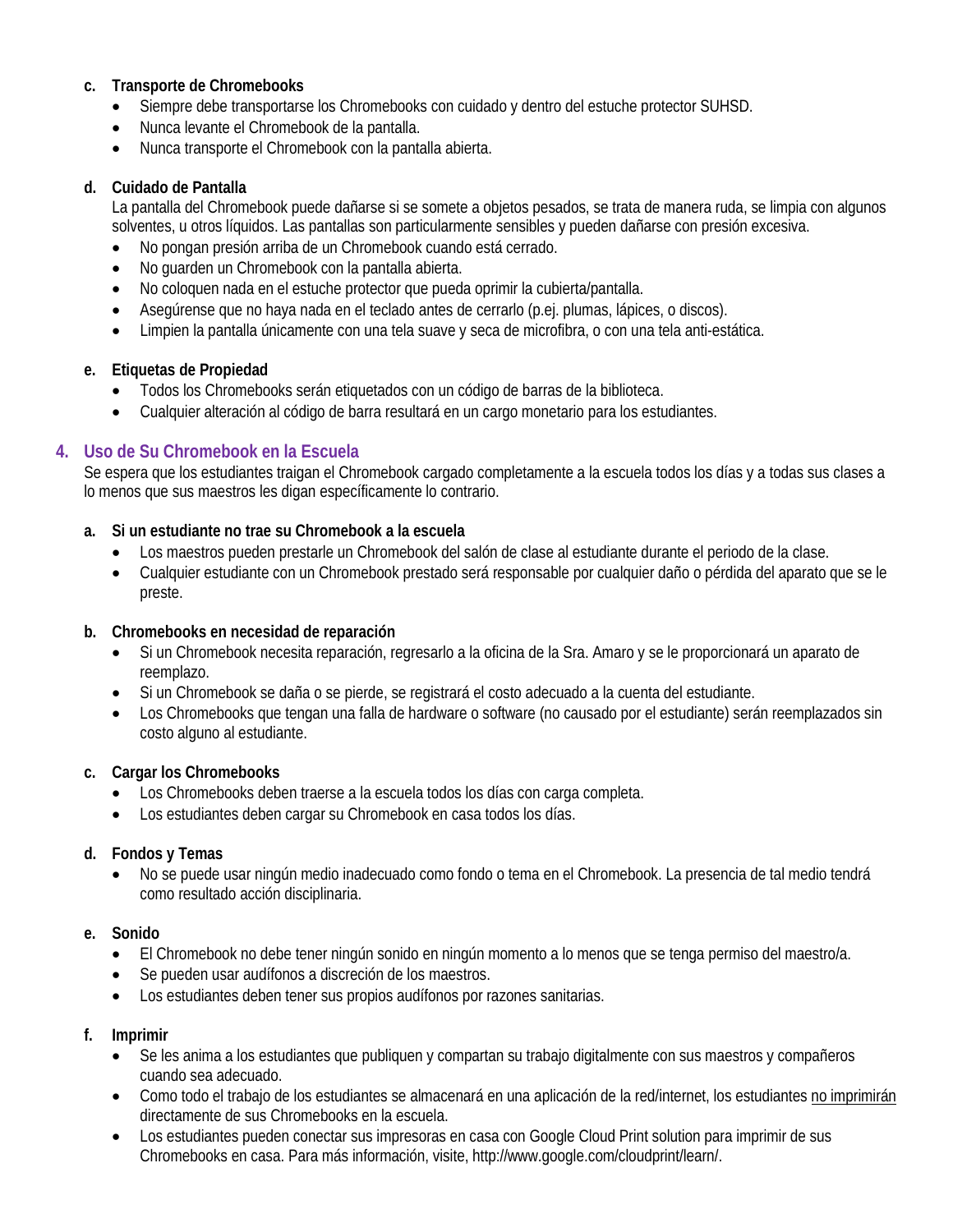### c. Transporte de Chromebooks

- Siempre debe transportarse los Chromebooks con cuidado y dentro del estuche protector SUHSD.
- Nunca levante el Chromebook de la pantalla.
- Nunca transporte el Chromebook con la pantalla abierta.

### d. Cuidado de Pantalla

La pantalla del Chromebook puede dañarse si se somete a objetos pesados, se trata de manera ruda, se limpia con algunos solventes, u otros líquidos. Las pantallas son particularmente sensibles y pueden dañarse con presión excesiva.

- No pongan presión arriba de un Chromebook cuando está cerrado.
- No guarden un Chromebook con la pantalla abierta.
- No coloquen nada en el estuche protector que pueda oprimir la cubierta/pantalla.
- Asegúrense que no haya nada en el teclado antes de cerrarlo (p.ej. plumas, lápices, o discos).
- Limpien la pantalla únicamente con una tela suave y seca de microfibra, o con una tela anti-estática.

### e. Etiquetas de Propiedad

- Todos los Chromebooks serán etiquetados con un código de barras de la biblioteca.
- Cualquier alteración al código de barra resultará en un cargo monetario para los estudiantes.

## 4. Uso de Su Chromebook en la Escuela

Se espera que los estudiantes traigan el Chromebook cargado completamente a la escuela todos los días y a todas sus clases a lo menos que sus maestros les digan específicamente lo contrario.

### a. Si un estudiante no trae su Chromebook a la escuela

- Los maestros pueden prestarle un Chromebook del salón de clase al estudiante durante el periodo de la clase.
- Cualquier estudiante con un Chromebook prestado será responsable por cualquier daño o pérdida del aparato que se le preste.

### b. Chromebooks en necesidad de reparación

- Si un Chromebook necesita reparación, regresarlo a la oficina de la Sra. Amaro y se le proporcionará un aparato de reemplazo.
- Si un Chromebook se daña o se pierde, se registrará el costo adecuado a la cuenta del estudiante.
- Los Chromebooks que tengan una falla de hardware o software (no causado por el estudiante) serán reemplazados sin costo alguno al estudiante.

### c. Cargar los Chromebooks

- Los Chromebooks deben traerse a la escuela todos los días con carga completa.
- Los estudiantes deben cargar su Chromebook en casa todos los días.

### d. Fondos y Temas

- No se puede usar ningún medio inadecuado como fondo o tema en el Chromebook. La presencia de tal medio tendrá como resultado acción disciplinaria.

### e. Sonido

- El Chromebook no debe tener ningún sonido en ningún momento a lo menos que se tenga permiso del maestro/a.
- Se pueden usar audífonos a discreción de los maestros.
- Los estudiantes deben tener sus propios audífonos por razones sanitarias.

### f. Imprimir

- Se les anima a los estudiantes que publiquen y compartan su trabajo digitalmente con sus maestros y compañeros cuando sea adecuado.
- Como todo el trabajo de los estudiantes se almacenará en una aplicación de la red/internet, los estudiantes no imprimirán directamente de sus Chromebooks en la escuela.
- Los estudiantes pueden conectar sus impresoras en casa con Google Cloud Print solution para imprimir de sus Chromebooks en casa. Para más información, visite, http://www.google.com/cloudprint/learn/.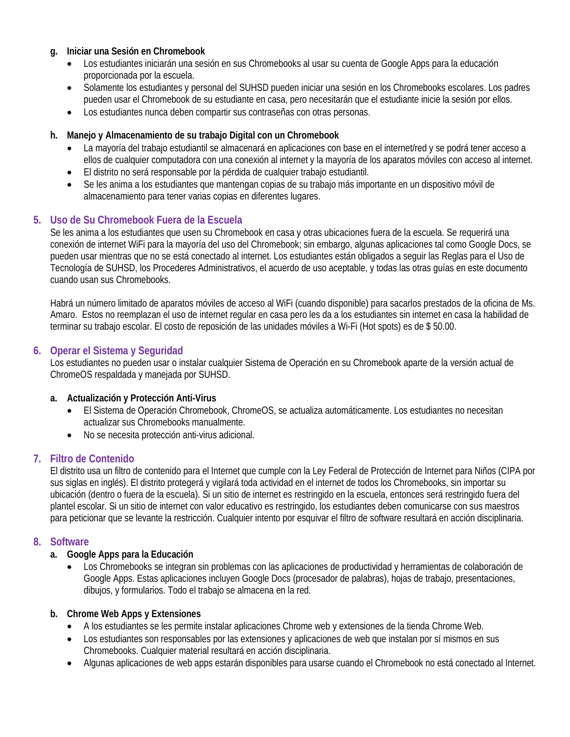**g. Iniciar una Sesión en Chromebook**

- Los estudiantes iniciarán una sesión en sus Chromebooks al usar su cuenta de Google Apps para la educación proporcionada por la escuela.
- Solamente los estudiantes y personal del SUHSD pueden iniciar una sesión en los Chromebooks escolares. Los padres pueden usar el Chromebook de su estudiante en casa, pero necesitarán que el estudiante inicie la sesión por ellos.
- Los estudiantes nunca deben compartir sus contraseñas con otras personas.

**h. Manejo y Almacenamiento de su trabajo Digital con un Chromebook**

- La mayoría del trabajo estudiantil se almacenará en aplicaciones con base en el internet/red y se podrá tener acceso a ellos de cualquier computadora con una conexión al internet y la mayoría de los aparatos móviles con acceso al internet.
- El distrito no será responsable por la pérdida de cualquier trabajo estudiantil.
- Se les anima a los estudiantes que mantengan copias de su trabajo más importante en un dispositivo móvil de almacenamiento para tener varias copias en diferentes lugares.

## 5. Uso de Su Chromebook Fuera de la Escuela

Se les anima a los estudiantes que usen su Chromebook en casa y otras ubicaciones fuera de la escuela. Se requerirá una conexión de internet WiFi para la mayoría del uso del Chromebook; sin embargo, algunas aplicaciones tal como Google Docs, se pueden usar mientras que no se está conectado al internet. Los estudiantes están obligados a seguir las Reglas para el Uso de Tecnología de SUHSD, los Procederes Administrativos, el acuerdo de uso aceptable, y todas las otras guías en este documento cuando usan sus Chromebooks.

Habrá un número limitado de aparatos móviles de acceso al WiFi (cuando disponible) para sacarlos prestados de la oficina de Ms. Amaro. Estos no reemplazan el uso de internet regular en casa pero les da a los estudiantes sin internet en casa la habilidad de terminar su trabajo escolar. El costo de reposición de las unidades móviles a Wi-Fi (Hot spots) es de $ 50.00.

## 6. Operar el Sistema y Seguridad

Los estudiantes no pueden usar o instalar cualquier Sistema de Operación en su Chromebook aparte de la versión actual de ChromeOS respaldada y manejada por SUHSD.

**a. Actualización y Protección Anti-Virus**

- El Sistema de Operación Chromebook, ChromeOS, se actualiza automáticamente. Los estudiantes no necesitan actualizar sus Chromebooks manualmente.
- No se necesita protección anti-virus adicional.

## 7. Filtro de Contenido

El distrito usa un filtro de contenido para el Internet que cumple con la Ley Federal de Protección de Internet para Niños (CIPA por sus siglas en inglés). El distrito protegerá y vigilará toda actividad en el internet de todos los Chromebooks, sin importar su ubicación (dentro o fuera de la escuela). Si un sitio de internet es restringido en la escuela, entonces será restringido fuera del plantel escolar. Si un sitio de internet con valor educativo es restringido, los estudiantes deben comunicarse con sus maestros para peticionar que se levante la restricción. Cualquier intento por esquivar el filtro de software resultará en acción disciplinaria.

## 8. Software

**a. Google Apps para la Educación**

- Los Chromebooks se integran sin problemas con las aplicaciones de productividad y herramientas de colaboración de Google Apps. Estas aplicaciones incluyen Google Docs (procesador de palabras), hojas de trabajo, presentaciones, dibujos, y formularios. Todo el trabajo se almacena en la red.

**b. Chrome Web Apps y Extensiones**

- A los estudiantes se les permite instalar aplicaciones Chrome web y extensiones de la tienda Chrome Web.
- Los estudiantes son responsables por las extensiones y aplicaciones de web que instalan por sí mismos en sus Chromebooks. Cualquier material resultará en acción disciplinaria.
- Algunas aplicaciones de web apps estarán disponibles para usarse cuando el Chromebook no está conectado al Internet.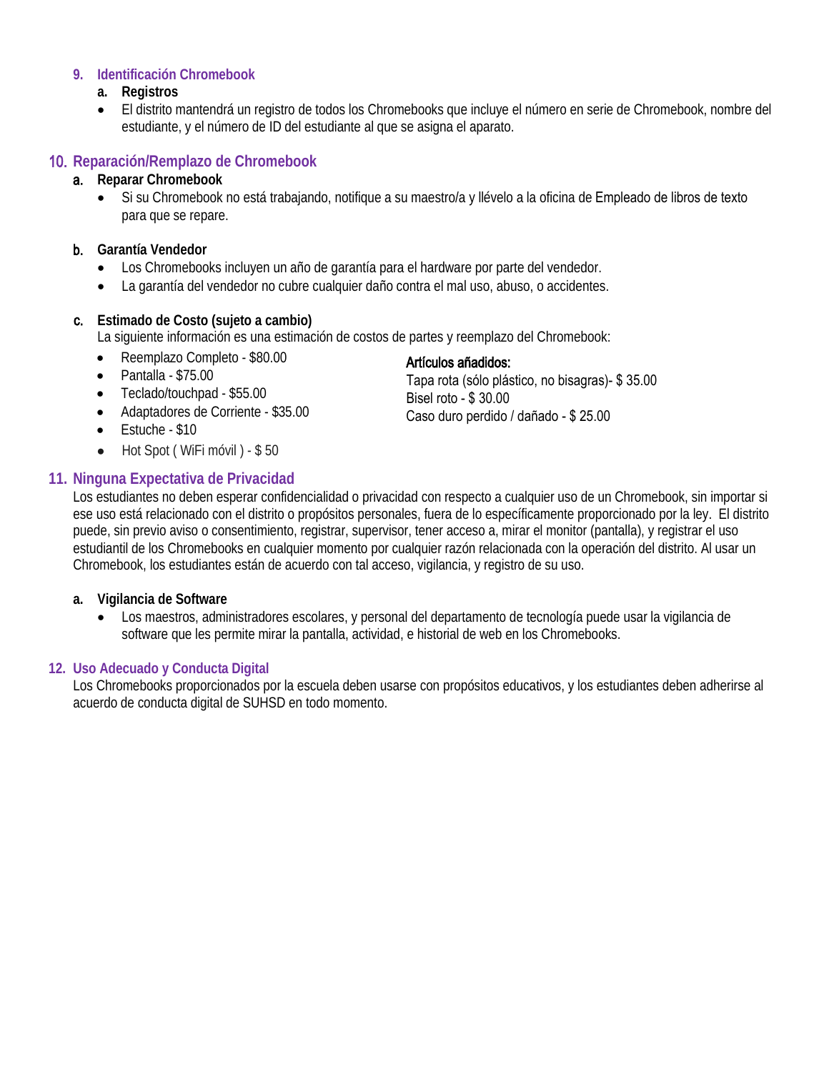## 9. Identificación Chromebook

### a. Registros

- El distrito mantendrá un registro de todos los Chromebooks que incluye el número en serie de Chromebook, nombre del estudiante, y el número de ID del estudiante al que se asigna el aparato.

## 10. Reparación/Remplazo de Chromebook

### a. Reparar Chromebook

- Si su Chromebook no está trabajando, notifique a su maestro/a y llévelo a la oficina de Empleado de libros de texto para que se repare.

### b. Garantía Vendedor

- Los Chromebooks incluyen un año de garantía para el hardware por parte del vendedor.
- La garantía del vendedor no cubre cualquier daño contra el mal uso, abuso, o accidentes.

### c. Estimado de Costo (sujeto a cambio)

La siguiente información es una estimación de costos de partes y reemplazo del Chromebook:

- Reemplazo Completo - $80.00
- Pantalla - $75.00
- Teclado/touchpad - $55.00
- Adaptadores de Corriente - $35.00
- Estuche - $10
- Hot Spot ( WiFi móvil ) - $ 50

**Artículos añadidos:**

Tapa rota (sólo plástico, no bisagras)- $ 35.00
Bisel roto - $ 30.00
Caso duro perdido / dañado - $ 25.00

## 11. Ninguna Expectativa de Privacidad

Los estudiantes no deben esperar confidencialidad o privacidad con respecto a cualquier uso de un Chromebook, sin importar si ese uso está relacionado con el distrito o propósitos personales, fuera de lo específicamente proporcionado por la ley. El distrito puede, sin previo aviso o consentimiento, registrar, supervisor, tener acceso a, mirar el monitor (pantalla), y registrar el uso estudiantil de los Chromebooks en cualquier momento por cualquier razón relacionada con la operación del distrito. Al usar un Chromebook, los estudiantes están de acuerdo con tal acceso, vigilancia, y registro de su uso.

### a. Vigilancia de Software

- Los maestros, administradores escolares, y personal del departamento de tecnología puede usar la vigilancia de software que les permite mirar la pantalla, actividad, e historial de web en los Chromebooks.

## 12. Uso Adecuado y Conducta Digital

Los Chromebooks proporcionados por la escuela deben usarse con propósitos educativos, y los estudiantes deben adherirse al acuerdo de conducta digital de SUHSD en todo momento.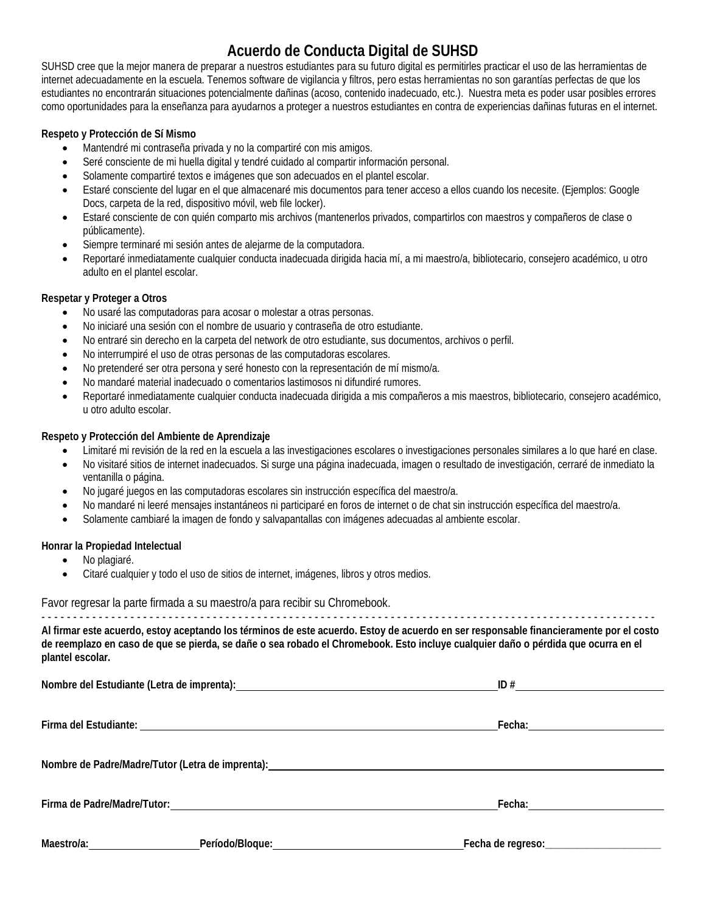# Acuerdo de Conducta Digital de SUHSD

SUHSD cree que la mejor manera de preparar a nuestros estudiantes para su futuro digital es permitirles practicar el uso de las herramientas de internet adecuadamente en la escuela. Tenemos software de vigilancia y filtros, pero estas herramientas no son garantías perfectas de que los estudiantes no encontrarán situaciones potencialmente dañinas (acoso, contenido inadecuado, etc.). Nuestra meta es poder usar posibles errores como oportunidades para la enseñanza para ayudarnos a proteger a nuestros estudiantes en contra de experiencias dañinas futuras en el internet.

**Respeto y Protección de Sí Mismo**

- Mantendré mi contraseña privada y no la compartiré con mis amigos.
- Seré consciente de mi huella digital y tendré cuidado al compartir información personal.
- Solamente compartiré textos e imágenes que son adecuados en el plantel escolar.
- Estaré consciente del lugar en el que almacenaré mis documentos para tener acceso a ellos cuando los necesite. (Ejemplos: Google Docs, carpeta de la red, dispositivo móvil, web file locker).
- Estaré consciente de con quién comparto mis archivos (mantenerlos privados, compartirlos con maestros y compañeros de clase o públicamente).
- Siempre terminaré mi sesión antes de alejarme de la computadora.
- Reportaré inmediatamente cualquier conducta inadecuada dirigida hacia mí, a mi maestro/a, bibliotecario, consejero académico, u otro adulto en el plantel escolar.

**Respetar y Proteger a Otros**

- No usaré las computadoras para acosar o molestar a otras personas.
- No iniciaré una sesión con el nombre de usuario y contraseña de otro estudiante.
- No entraré sin derecho en la carpeta del network de otro estudiante, sus documentos, archivos o perfil.
- No interrumpiré el uso de otras personas de las computadoras escolares.
- No pretenderé ser otra persona y seré honesto con la representación de mí mismo/a.
- No mandaré material inadecuado o comentarios lastimosos ni difundiré rumores.
- Reportaré inmediatamente cualquier conducta inadecuada dirigida a mis compañeros a mis maestros, bibliotecario, consejero académico, u otro adulto escolar.

**Respeto y Protección del Ambiente de Aprendizaje**

- Limitaré mi revisión de la red en la escuela a las investigaciones escolares o investigaciones personales similares a lo que haré en clase.
- No visitaré sitios de internet inadecuados. Si surge una página inadecuada, imagen o resultado de investigación, cerraré de inmediato la ventanilla o página.
- No jugaré juegos en las computadoras escolares sin instrucción específica del maestro/a.
- No mandaré ni leeré mensajes instantáneos ni participaré en foros de internet o de chat sin instrucción específica del maestro/a.
- Solamente cambiaré la imagen de fondo y salvapantallas con imágenes adecuadas al ambiente escolar.

**Honrar la Propiedad Intelectual**

- No plagiaré.
- Citaré cualquier y todo el uso de sitios de internet, imágenes, libros y otros medios.

Favor regresar la parte firmada a su maestro/a para recibir su Chromebook.

- - - - - - - - - - - - - - - - - - - - - - - - - - - - - - - - - - - - - - - - - - - - - - - - - - - - - - - - - - - - - - - - - - - - - - - - - -

**Al firmar este acuerdo, estoy aceptando los términos de este acuerdo. Estoy de acuerdo en ser responsable financieramente por el costo de reemplazo en caso de que se pierda, se dañe o sea robado el Chromebook. Esto incluye cualquier daño o pérdida que ocurra en el plantel escolar.**

**Nombre del Estudiante (Letra de imprenta):**\_\_\_\_\_\_\_\_\_\_\_\_\_\_\_\_\_\_\_\_\_\_\_\_\_\_\_\_\_\_ **ID #**\_\_\_\_\_\_\_\_\_\_\_\_\_\_\_\_\_\_

**Firma del Estudiante:** \_\_\_\_\_\_\_\_\_\_\_\_\_\_\_\_\_\_\_\_\_\_\_\_\_\_\_\_\_\_\_\_\_\_\_\_\_\_\_\_\_\_ **Fecha:**\_\_\_\_\_\_\_\_\_\_\_\_\_\_\_\_\_\_

**Nombre de Padre/Madre/Tutor (Letra de imprenta):**\_\_\_\_\_\_\_\_\_\_\_\_\_\_\_\_\_\_\_\_\_\_\_\_\_\_\_\_\_\_\_\_\_\_\_\_\_\_\_\_\_\_\_\_

**Firma de Padre/Madre/Tutor:**\_\_\_\_\_\_\_\_\_\_\_\_\_\_\_\_\_\_\_\_\_\_\_\_\_\_\_\_\_\_\_\_\_\_\_\_\_\_ **Fecha:**\_\_\_\_\_\_\_\_\_\_\_\_\_\_\_\_\_\_

**Maestro/a:**\_\_\_\_\_\_\_\_\_\_\_\_\_\_\_\_ **Período/Bloque:**\_\_\_\_\_\_\_\_\_\_\_\_\_\_\_\_\_\_\_\_\_\_\_\_\_\_ **Fecha de regreso:**\_\_\_\_\_\_\_\_\_\_\_\_\_\_\_\_\_\_